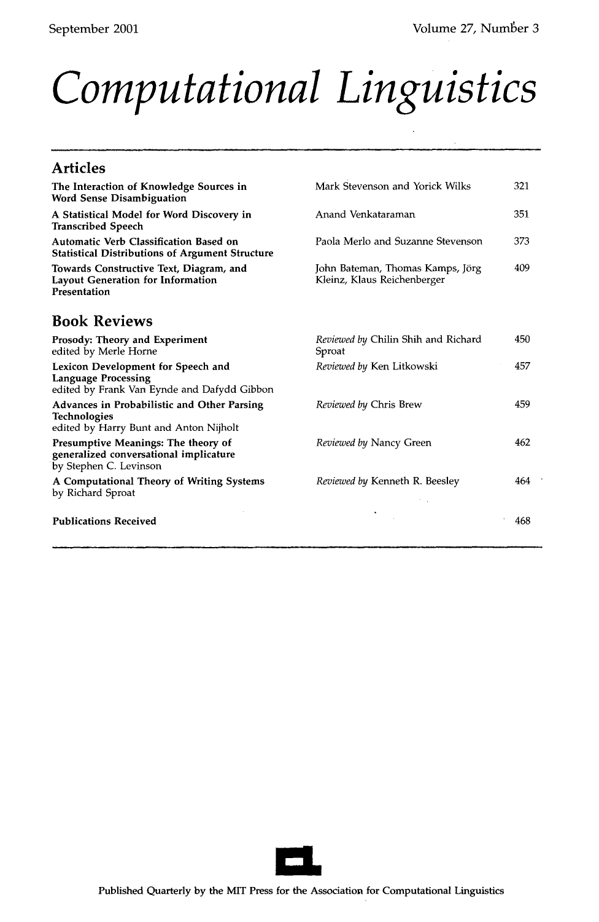September 2001 Volume 27, Number 3

# Computational Linguistics

## Articles

| | | |
|---|---|---|
| **The Interaction of Knowledge Sources in Word Sense Disambiguation** | Mark Stevenson and Yorick Wilks | 321 |
| **A Statistical Model for Word Discovery in Transcribed Speech** | Anand Venkataraman | 351 |
| **Automatic Verb Classification Based on Statistical Distributions of Argument Structure** | Paola Merlo and Suzanne Stevenson | 373 |
| **Towards Constructive Text, Diagram, and Layout Generation for Information Presentation** | John Bateman, Thomas Kamps, Jörg Kleinz, Klaus Reichenberger | 409 |

## Book Reviews

| | | |
|---|---|---|
| **Prosody: Theory and Experiment** edited by Merle Horne | *Reviewed by* Chilin Shih and Richard Sproat | 450 |
| **Lexicon Development for Speech and Language Processing** edited by Frank Van Eynde and Dafydd Gibbon | *Reviewed by* Ken Litkowski | 457 |
| **Advances in Probabilistic and Other Parsing Technologies** edited by Harry Bunt and Anton Nijholt | *Reviewed by* Chris Brew | 459 |
| **Presumptive Meanings: The theory of generalized conversational implicature** by Stephen C. Levinson | *Reviewed by* Nancy Green | 462 |
| **A Computational Theory of Writing Systems** by Richard Sproat | *Reviewed by* Kenneth R. Beesley | 464 |

**Publications Received** 468

Published Quarterly by the MIT Press for the Association for Computational Linguistics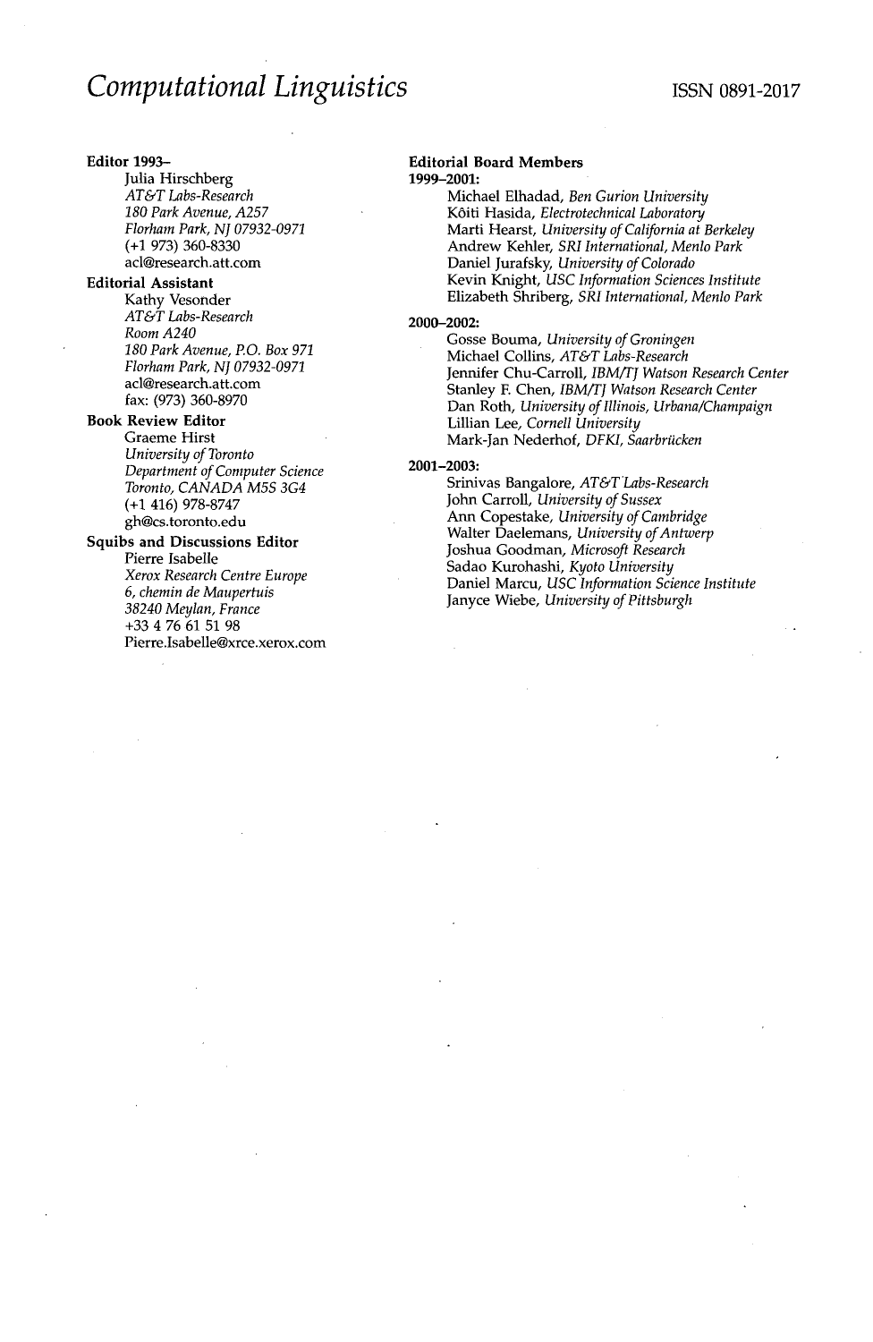# *Computational Linguistics*

ISSN 0891-2017

**Editor 1993–**
Julia Hirschberg
*AT&T Labs-Research*
*180 Park Avenue, A257*
*Florham Park, NJ 07932-0971*
(+1 973) 360-8330
acl@research.att.com

**Editorial Assistant**
Kathy Vesonder
*AT&T Labs-Research*
*Room A240*
*180 Park Avenue, P.O. Box 971*
*Florham Park, NJ 07932-0971*
acl@research.att.com
fax: (973) 360-8970

**Book Review Editor**
Graeme Hirst
*University of Toronto*
*Department of Computer Science*
*Toronto, CANADA M5S 3G4*
(+1 416) 978-8747
gh@cs.toronto.edu

**Squibs and Discussions Editor**
Pierre Isabelle
*Xerox Research Centre Europe*
*6, chemin de Maupertuis*
*38240 Meylan, France*
+33 4 76 61 51 98
Pierre.Isabelle@xrce.xerox.com

**Editorial Board Members**

**1999–2001:**
Michael Elhadad, *Ben Gurion University*
Kôiti Hasida, *Electrotechnical Laboratory*
Marti Hearst, *University of California at Berkeley*
Andrew Kehler, *SRI International, Menlo Park*
Daniel Jurafsky, *University of Colorado*
Kevin Knight, *USC Information Sciences Institute*
Elizabeth Shriberg, *SRI International, Menlo Park*

**2000–2002:**
Gosse Bouma, *University of Groningen*
Michael Collins, *AT&T Labs-Research*
Jennifer Chu-Carroll, *IBM/TJ Watson Research Center*
Stanley F. Chen, *IBM/TJ Watson Research Center*
Dan Roth, *University of Illinois, Urbana/Champaign*
Lillian Lee, *Cornell University*
Mark-Jan Nederhof, *DFKI, Saarbrücken*

**2001–2003:**
Srinivas Bangalore, *AT&T Labs-Research*
John Carroll, *University of Sussex*
Ann Copestake, *University of Cambridge*
Walter Daelemans, *University of Antwerp*
Joshua Goodman, *Microsoft Research*
Sadao Kurohashi, *Kyoto University*
Daniel Marcu, *USC Information Science Institute*
Janyce Wiebe, *University of Pittsburgh*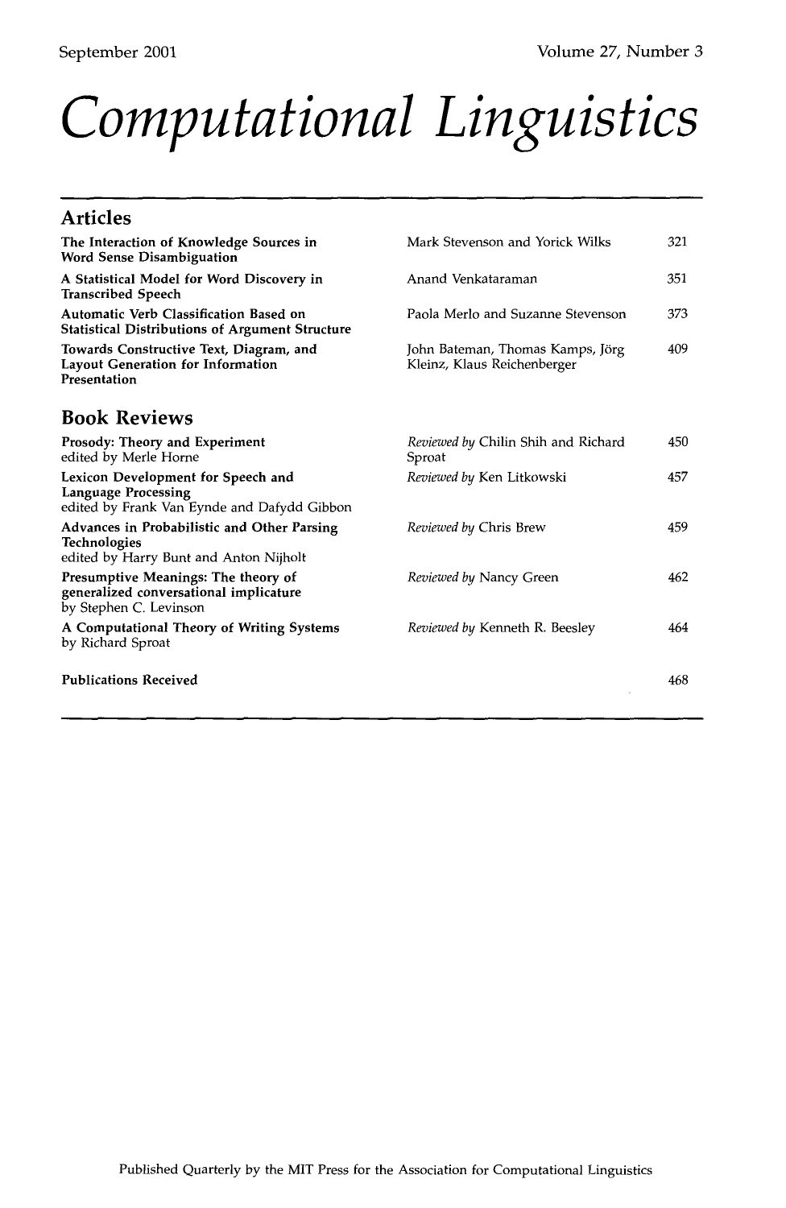# Computational Linguistics

## Articles

| | | |
|---|---|---|
| **The Interaction of Knowledge Sources in Word Sense Disambiguation** | Mark Stevenson and Yorick Wilks | 321 |
| **A Statistical Model for Word Discovery in Transcribed Speech** | Anand Venkataraman | 351 |
| **Automatic Verb Classification Based on Statistical Distributions of Argument Structure** | Paola Merlo and Suzanne Stevenson | 373 |
| **Towards Constructive Text, Diagram, and Layout Generation for Information Presentation** | John Bateman, Thomas Kamps, Jörg Kleinz, Klaus Reichenberger | 409 |

## Book Reviews

| | | |
|---|---|---|
| **Prosody: Theory and Experiment** edited by Merle Horne | *Reviewed by* Chilin Shih and Richard Sproat | 450 |
| **Lexicon Development for Speech and Language Processing** edited by Frank Van Eynde and Dafydd Gibbon | *Reviewed by* Ken Litkowski | 457 |
| **Advances in Probabilistic and Other Parsing Technologies** edited by Harry Bunt and Anton Nijholt | *Reviewed by* Chris Brew | 459 |
| **Presumptive Meanings: The theory of generalized conversational implicature** by Stephen C. Levinson | *Reviewed by* Nancy Green | 462 |
| **A Computational Theory of Writing Systems** by Richard Sproat | *Reviewed by* Kenneth R. Beesley | 464 |

**Publications Received** 468

Published Quarterly by the MIT Press for the Association for Computational Linguistics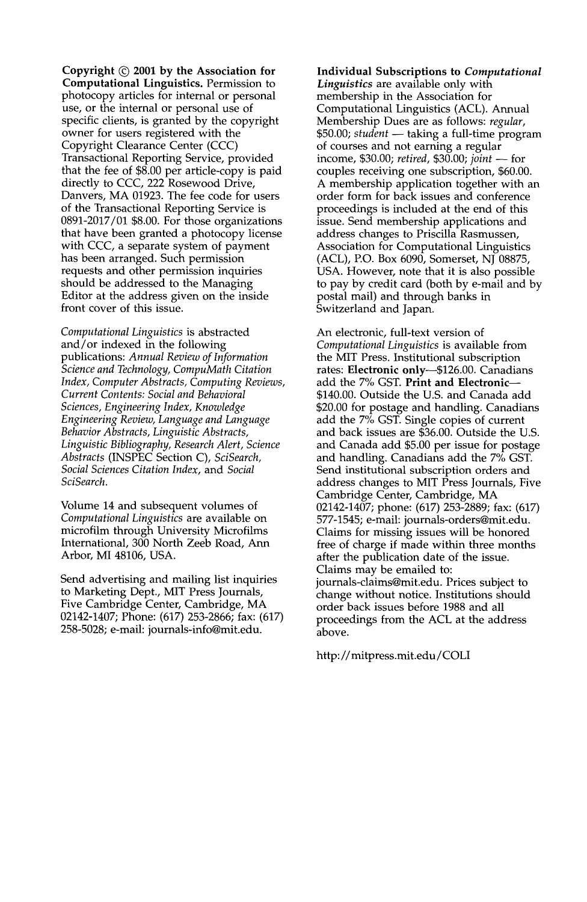**Copyright © 2001 by the Association for Computational Linguistics.** Permission to photocopy articles for internal or personal use, or the internal or personal use of specific clients, is granted by the copyright owner for users registered with the Copyright Clearance Center (CCC) Transactional Reporting Service, provided that the fee of $8.00 per article-copy is paid directly to CCC, 222 Rosewood Drive, Danvers, MA 01923. The fee code for users of the Transactional Reporting Service is 0891-2017/01 $8.00. For those organizations that have been granted a photocopy license with CCC, a separate system of payment has been arranged. Such permission requests and other permission inquiries should be addressed to the Managing Editor at the address given on the inside front cover of this issue.

*Computational Linguistics* is abstracted and/or indexed in the following publications: *Annual Review of Information Science and Technology, CompuMath Citation Index, Computer Abstracts, Computing Reviews, Current Contents: Social and Behavioral Sciences, Engineering Index, Knowledge Engineering Review, Language and Language Behavior Abstracts, Linguistic Abstracts, Linguistic Bibliography, Research Alert, Science Abstracts* (INSPEC Section C), *SciSearch, Social Sciences Citation Index*, and *Social SciSearch.*

Volume 14 and subsequent volumes of *Computational Linguistics* are available on microfilm through University Microfilms International, 300 North Zeeb Road, Ann Arbor, MI 48106, USA.

Send advertising and mailing list inquiries to Marketing Dept., MIT Press Journals, Five Cambridge Center, Cambridge, MA 02142-1407; Phone: (617) 253-2866; fax: (617) 258-5028; e-mail: journals-info@mit.edu.

**Individual Subscriptions to *Computational Linguistics*** are available only with membership in the Association for Computational Linguistics (ACL). Annual Membership Dues are as follows: *regular*, $50.00; *student* — taking a full-time program of courses and not earning a regular income, $30.00; *retired*, $30.00; *joint* — for couples receiving one subscription, $60.00. A membership application together with an order form for back issues and conference proceedings is included at the end of this issue. Send membership applications and address changes to Priscilla Rasmussen, Association for Computational Linguistics (ACL), P.O. Box 6090, Somerset, NJ 08875, USA. However, note that it is also possible to pay by credit card (both by e-mail and by postal mail) and through banks in Switzerland and Japan.

An electronic, full-text version of *Computational Linguistics* is available from the MIT Press. Institutional subscription rates: **Electronic only**—$126.00. Canadians add the 7% GST. **Print and Electronic**—$140.00. Outside the U.S. and Canada add $20.00 for postage and handling. Canadians add the 7% GST. Single copies of current and back issues are $36.00. Outside the U.S. and Canada add $5.00 per issue for postage and handling. Canadians add the 7% GST. Send institutional subscription orders and address changes to MIT Press Journals, Five Cambridge Center, Cambridge, MA 02142-1407; phone: (617) 253-2889; fax: (617) 577-1545; e-mail: journals-orders@mit.edu. Claims for missing issues will be honored free of charge if made within three months after the publication date of the issue. Claims may be emailed to: journals-claims@mit.edu. Prices subject to change without notice. Institutions should order back issues before 1988 and all proceedings from the ACL at the address above.

http://mitpress.mit.edu/COLI